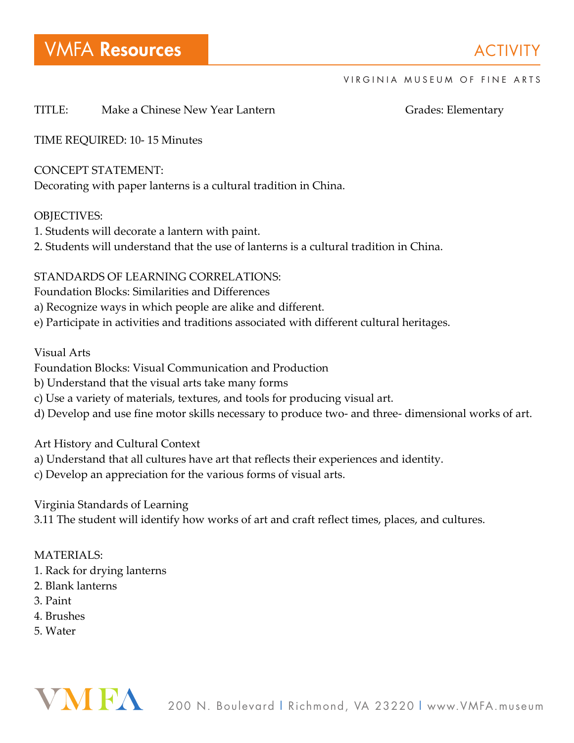# VMFA Resources

ACTIVITY

VIRGINIA MUSEUM OF FINE ARTS

TITLE: Make a Chinese New Year Lantern

Grades: Elementary

TIME REQUIRED: 10- 15 Minutes

CONCEPT STATEMENT:
Decorating with paper lanterns is a cultural tradition in China.

OBJECTIVES:
1. Students will decorate a lantern with paint.
2. Students will understand that the use of lanterns is a cultural tradition in China.

STANDARDS OF LEARNING CORRELATIONS:
Foundation Blocks: Similarities and Differences
a) Recognize ways in which people are alike and different.
e) Participate in activities and traditions associated with different cultural heritages.

Visual Arts
Foundation Blocks: Visual Communication and Production
b) Understand that the visual arts take many forms
c) Use a variety of materials, textures, and tools for producing visual art.
d) Develop and use fine motor skills necessary to produce two- and three- dimensional works of art.

Art History and Cultural Context
a) Understand that all cultures have art that reflects their experiences and identity.
c) Develop an appreciation for the various forms of visual arts.

Virginia Standards of Learning
3.11 The student will identify how works of art and craft reflect times, places, and cultures.

MATERIALS:
1. Rack for drying lanterns
2. Blank lanterns
3. Paint
4. Brushes
5. Water

VMFA 200 N. Boulevard | Richmond, VA 23220 | www.VMFA.museum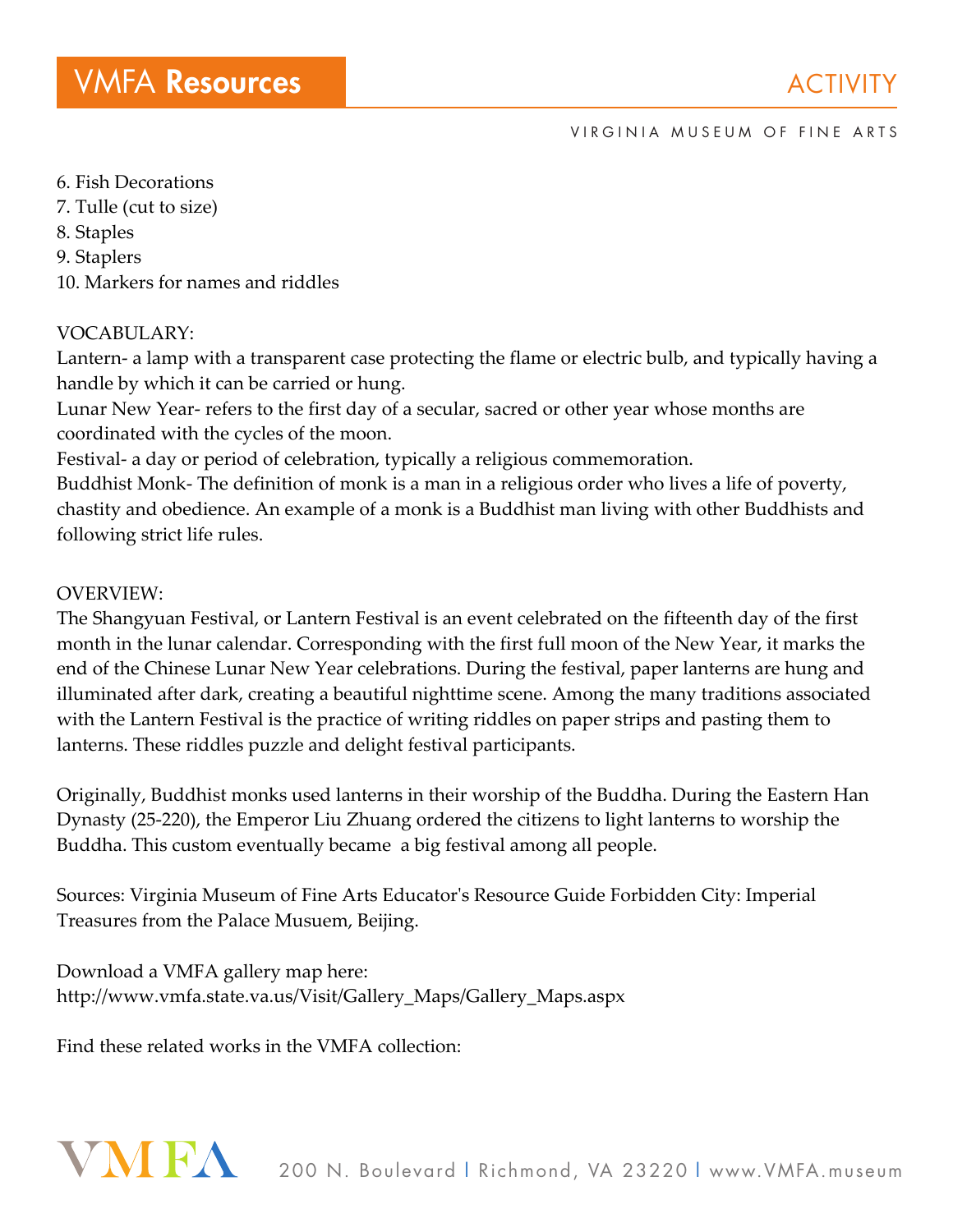6. Fish Decorations
7. Tulle (cut to size)
8. Staples
9. Staplers
10. Markers for names and riddles

VOCABULARY:

Lantern- a lamp with a transparent case protecting the flame or electric bulb, and typically having a handle by which it can be carried or hung.

Lunar New Year- refers to the first day of a secular, sacred or other year whose months are coordinated with the cycles of the moon.

Festival- a day or period of celebration, typically a religious commemoration.

Buddhist Monk- The definition of monk is a man in a religious order who lives a life of poverty, chastity and obedience. An example of a monk is a Buddhist man living with other Buddhists and following strict life rules.

OVERVIEW:

The Shangyuan Festival, or Lantern Festival is an event celebrated on the fifteenth day of the first month in the lunar calendar. Corresponding with the first full moon of the New Year, it marks the end of the Chinese Lunar New Year celebrations. During the festival, paper lanterns are hung and illuminated after dark, creating a beautiful nighttime scene. Among the many traditions associated with the Lantern Festival is the practice of writing riddles on paper strips and pasting them to lanterns. These riddles puzzle and delight festival participants.

Originally, Buddhist monks used lanterns in their worship of the Buddha. During the Eastern Han Dynasty (25-220), the Emperor Liu Zhuang ordered the citizens to light lanterns to worship the Buddha. This custom eventually became a big festival among all people.

Sources: Virginia Museum of Fine Arts Educator's Resource Guide Forbidden City: Imperial Treasures from the Palace Musuem, Beijing.

Download a VMFA gallery map here:
http://www.vmfa.state.va.us/Visit/Gallery_Maps/Gallery_Maps.aspx

Find these related works in the VMFA collection: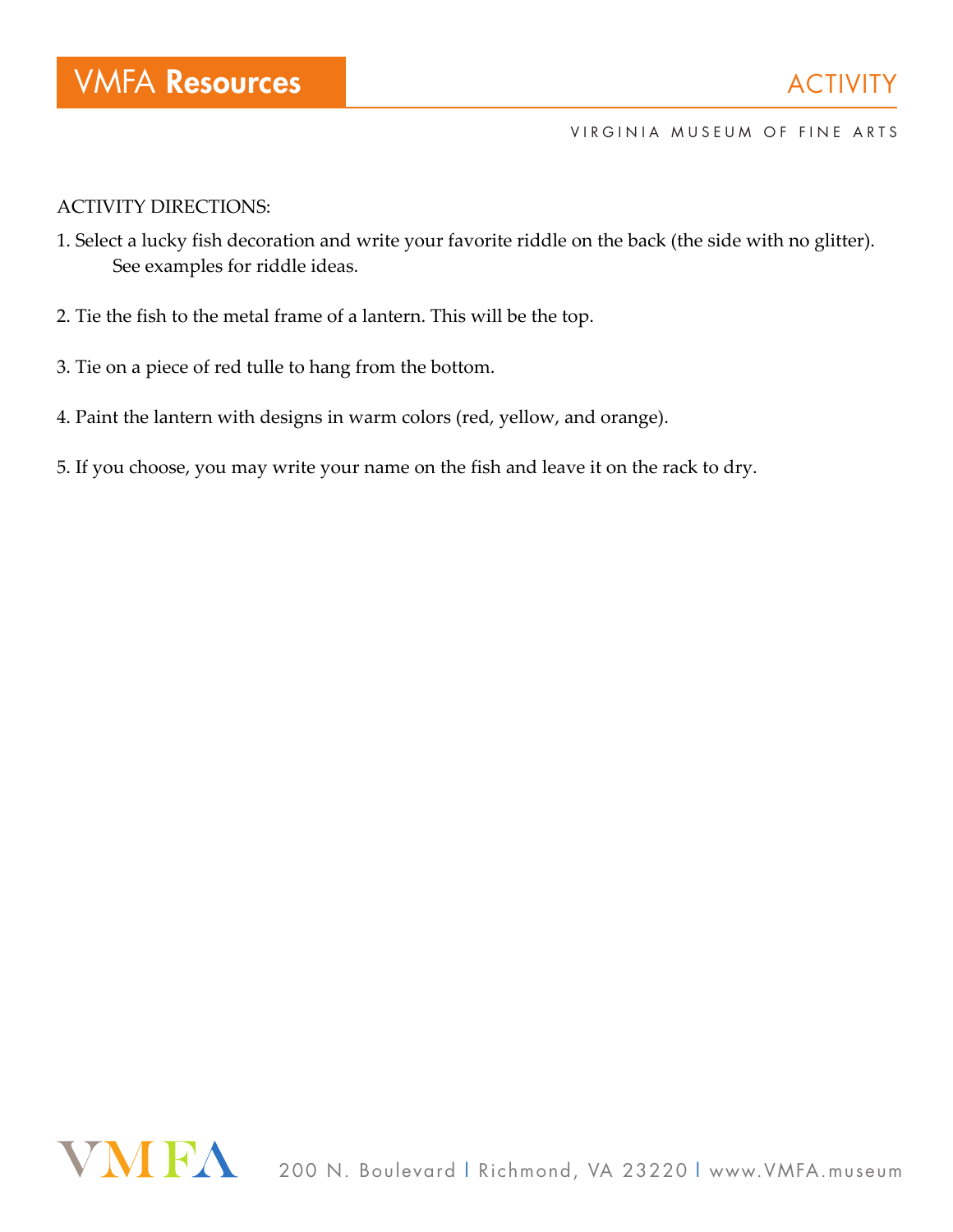ACTIVITY DIRECTIONS:

1. Select a lucky fish decoration and write your favorite riddle on the back (the side with no glitter). See examples for riddle ideas.

2. Tie the fish to the metal frame of a lantern. This will be the top.

3. Tie on a piece of red tulle to hang from the bottom.

4. Paint the lantern with designs in warm colors (red, yellow, and orange).

5. If you choose, you may write your name on the fish and leave it on the rack to dry.